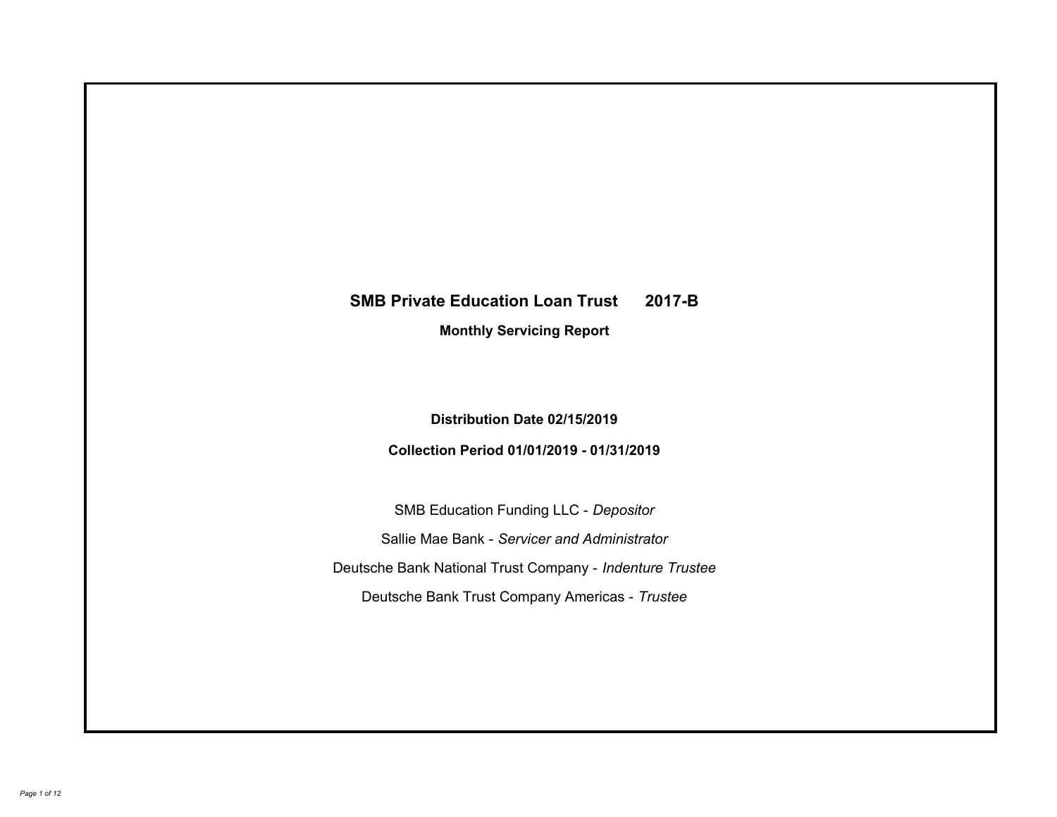# SMB Private Education Loan Trust 2017-B

## Monthly Servicing Report

**Distribution Date 02/15/2019**

**Collection Period 01/01/2019 - 01/31/2019**

SMB Education Funding LLC - *Depositor*

Sallie Mae Bank - *Servicer and Administrator*

Deutsche Bank National Trust Company - *Indenture Trustee*

Deutsche Bank Trust Company Americas - *Trustee*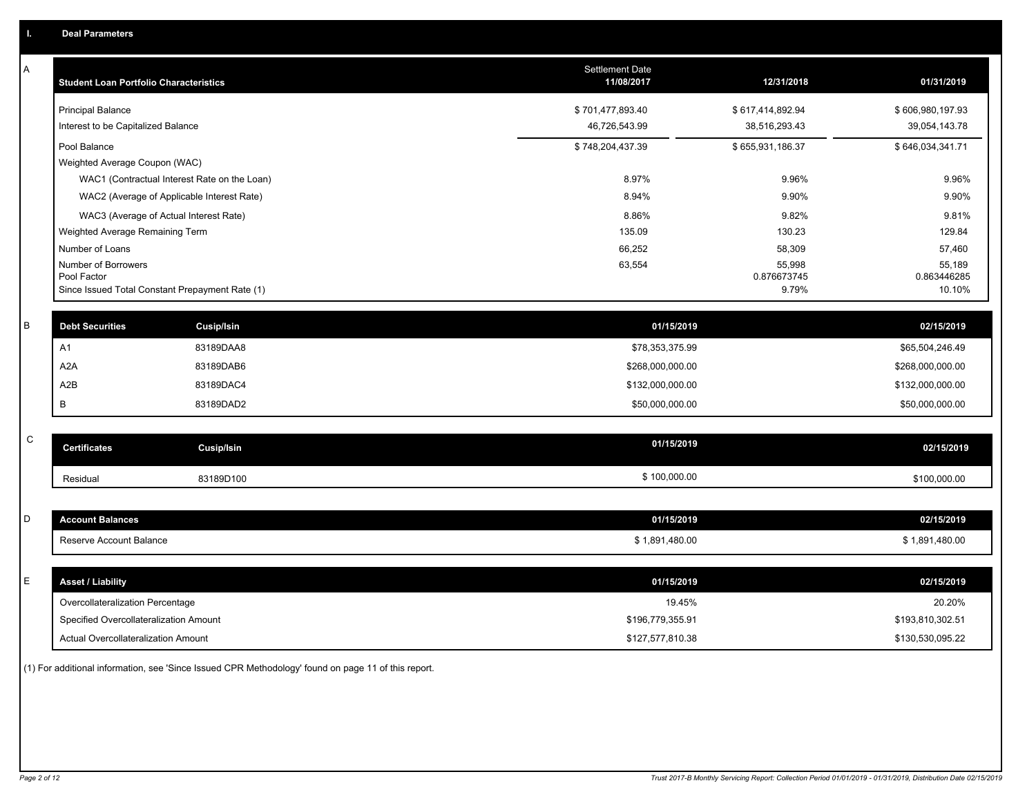## I. Deal Parameters

**A**

| Student Loan Portfolio Characteristics | Settlement Date 11/08/2017 | 12/31/2018 | 01/31/2019 |
|---|---|---|---|
| Principal Balance | $ 701,477,893.40 | $ 617,414,892.94 | $ 606,980,197.93 |
| Interest to be Capitalized Balance | 46,726,543.99 | 38,516,293.43 | 39,054,143.78 |
| Pool Balance | $ 748,204,437.39 | $ 655,931,186.37 | $ 646,034,341.71 |
| Weighted Average Coupon (WAC) | | | |
| WAC1 (Contractual Interest Rate on the Loan) | 8.97% | 9.96% | 9.96% |
| WAC2 (Average of Applicable Interest Rate) | 8.94% | 9.90% | 9.90% |
| WAC3 (Average of Actual Interest Rate) | 8.86% | 9.82% | 9.81% |
| Weighted Average Remaining Term | 135.09 | 130.23 | 129.84 |
| Number of Loans | 66,252 | 58,309 | 57,460 |
| Number of Borrowers | 63,554 | 55,998 | 55,189 |
| Pool Factor | | 0.876673745 | 0.863446285 |
| Since Issued Total Constant Prepayment Rate (1) | | 9.79% | 10.10% |

**B**

| Debt Securities | Cusip/Isin | 01/15/2019 | 02/15/2019 |
|---|---|---|---|
| A1 | 83189DAA8 | $78,353,375.99 | $65,504,246.49 |
| A2A | 83189DAB6 | $268,000,000.00 | $268,000,000.00 |
| A2B | 83189DAC4 | $132,000,000.00 | $132,000,000.00 |
| B | 83189DAD2 | $50,000,000.00 | $50,000,000.00 |

**C**

| Certificates | Cusip/Isin | 01/15/2019 | 02/15/2019 |
|---|---|---|---|
| Residual | 83189D100 | $ 100,000.00 | $100,000.00 |

**D**

| Account Balances | 01/15/2019 | 02/15/2019 |
|---|---|---|
| Reserve Account Balance | $ 1,891,480.00 | $ 1,891,480.00 |

**E**

| Asset / Liability | 01/15/2019 | 02/15/2019 |
|---|---|---|
| Overcollateralization Percentage | 19.45% | 20.20% |
| Specified Overcollateralization Amount | $196,779,355.91 | $193,810,302.51 |
| Actual Overcollateralization Amount | $127,577,810.38 | $130,530,095.22 |

(1) For additional information, see 'Since Issued CPR Methodology' found on page 11 of this report.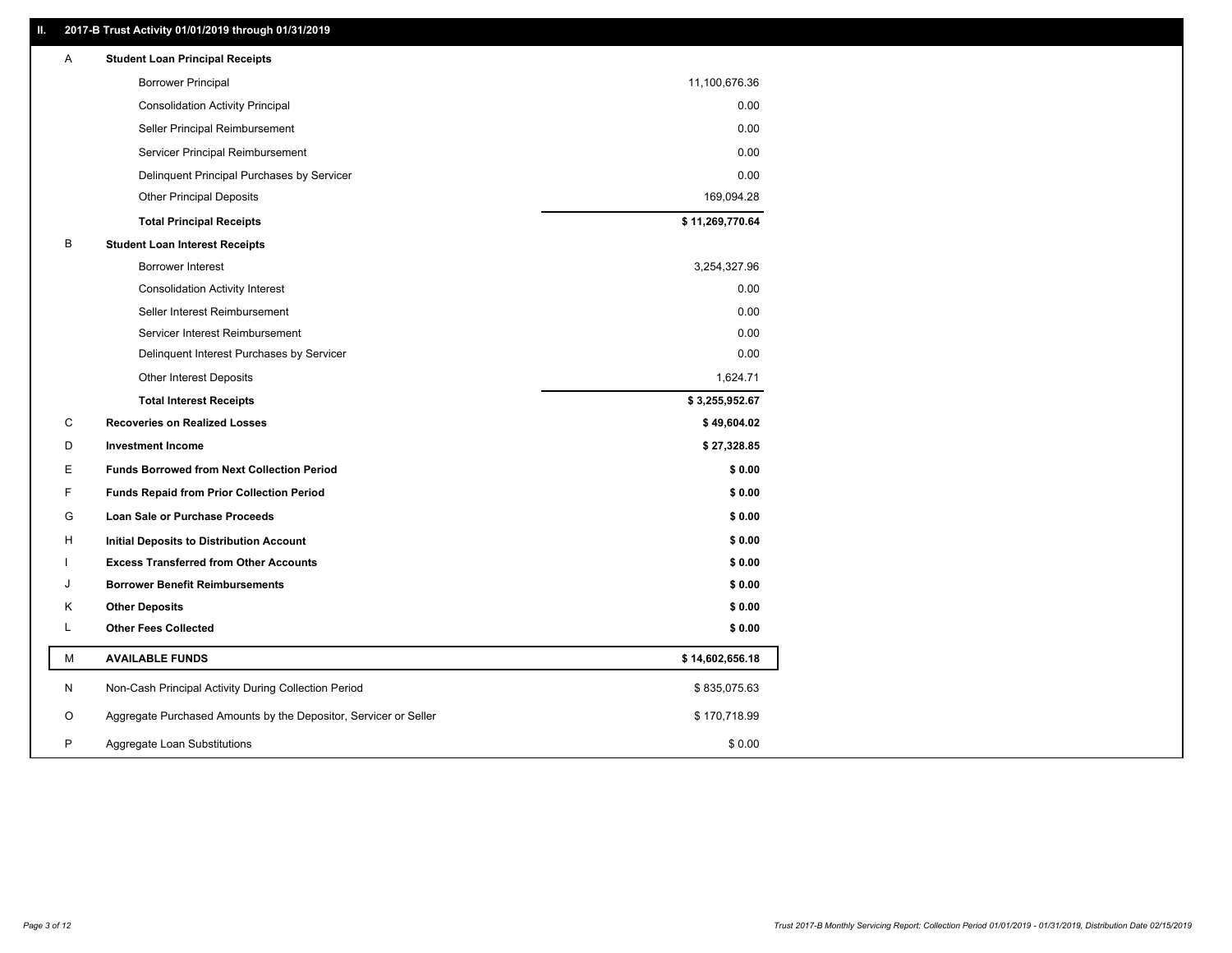## II. 2017-B Trust Activity 01/01/2019 through 01/31/2019

| | | |
|---|---|---|
| A | **Student Loan Principal Receipts** | |
| | Borrower Principal | 11,100,676.36 |
| | Consolidation Activity Principal | 0.00 |
| | Seller Principal Reimbursement | 0.00 |
| | Servicer Principal Reimbursement | 0.00 |
| | Delinquent Principal Purchases by Servicer | 0.00 |
| | Other Principal Deposits | 169,094.28 |
| | **Total Principal Receipts** | **$ 11,269,770.64** |
| B | **Student Loan Interest Receipts** | |
| | Borrower Interest | 3,254,327.96 |
| | Consolidation Activity Interest | 0.00 |
| | Seller Interest Reimbursement | 0.00 |
| | Servicer Interest Reimbursement | 0.00 |
| | Delinquent Interest Purchases by Servicer | 0.00 |
| | Other Interest Deposits | 1,624.71 |
| | **Total Interest Receipts** | **$ 3,255,952.67** |
| C | **Recoveries on Realized Losses** | **$ 49,604.02** |
| D | **Investment Income** | **$ 27,328.85** |
| E | **Funds Borrowed from Next Collection Period** | **$ 0.00** |
| F | **Funds Repaid from Prior Collection Period** | **$ 0.00** |
| G | **Loan Sale or Purchase Proceeds** | **$ 0.00** |
| H | **Initial Deposits to Distribution Account** | **$ 0.00** |
| I | **Excess Transferred from Other Accounts** | **$ 0.00** |
| J | **Borrower Benefit Reimbursements** | **$ 0.00** |
| K | **Other Deposits** | **$ 0.00** |
| L | **Other Fees Collected** | **$ 0.00** |
| M | **AVAILABLE FUNDS** | **$ 14,602,656.18** |
| N | Non-Cash Principal Activity During Collection Period | $ 835,075.63 |
| O | Aggregate Purchased Amounts by the Depositor, Servicer or Seller | $ 170,718.99 |
| P | Aggregate Loan Substitutions | $ 0.00 |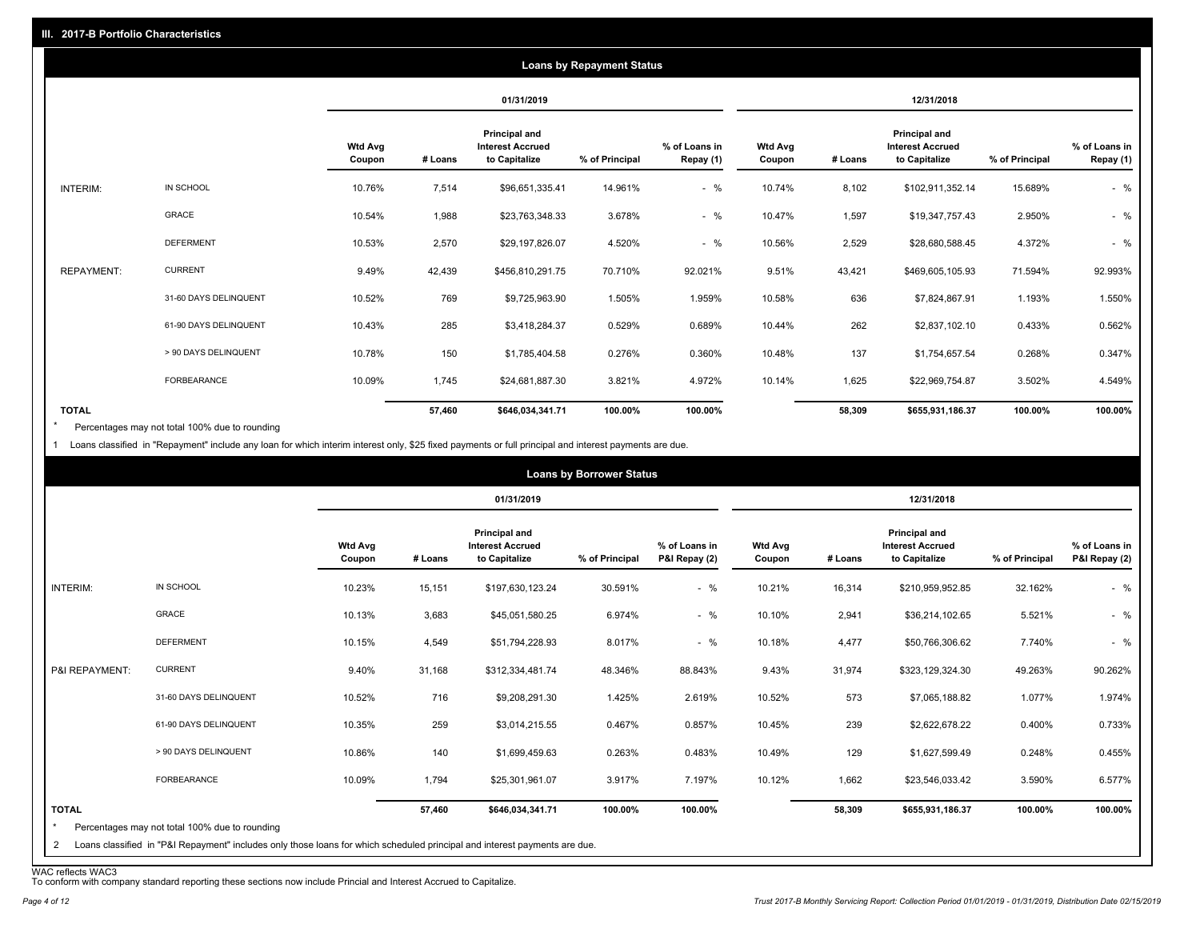## III. 2017-B Portfolio Characteristics

### Loans by Repayment Status

| | | 01/31/2019 | | | | | 12/31/2018 | | | | |
|---|---|---|---|---|---|---|---|---|---|---|---|
| | | Wtd Avg Coupon | # Loans | Principal and Interest Accrued to Capitalize | % of Principal | % of Loans in Repay (1) | Wtd Avg Coupon | # Loans | Principal and Interest Accrued to Capitalize | % of Principal | % of Loans in Repay (1) |
| INTERIM: | IN SCHOOL | 10.76% | 7,514 | $96,651,335.41 | 14.961% | - % | 10.74% | 8,102 | $102,911,352.14 | 15.689% | - % |
| | GRACE | 10.54% | 1,988 | $23,763,348.33 | 3.678% | - % | 10.47% | 1,597 | $19,347,757.43 | 2.950% | - % |
| | DEFERMENT | 10.53% | 2,570 | $29,197,826.07 | 4.520% | - % | 10.56% | 2,529 | $28,680,588.45 | 4.372% | - % |
| REPAYMENT: | CURRENT | 9.49% | 42,439 | $456,810,291.75 | 70.710% | 92.021% | 9.51% | 43,421 | $469,605,105.93 | 71.594% | 92.993% |
| | 31-60 DAYS DELINQUENT | 10.52% | 769 | $9,725,963.90 | 1.505% | 1.959% | 10.58% | 636 | $7,824,867.91 | 1.193% | 1.550% |
| | 61-90 DAYS DELINQUENT | 10.43% | 285 | $3,418,284.37 | 0.529% | 0.689% | 10.44% | 262 | $2,837,102.10 | 0.433% | 0.562% |
| | > 90 DAYS DELINQUENT | 10.78% | 150 | $1,785,404.58 | 0.276% | 0.360% | 10.48% | 137 | $1,754,657.54 | 0.268% | 0.347% |
| | FORBEARANCE | 10.09% | 1,745 | $24,681,887.30 | 3.821% | 4.972% | 10.14% | 1,625 | $22,969,754.87 | 3.502% | 4.549% |
| TOTAL | | | 57,460 | $646,034,341.71 | 100.00% | 100.00% | | 58,309 | $655,931,186.37 | 100.00% | 100.00% |

* Percentages may not total 100% due to rounding

1 Loans classified in "Repayment" include any loan for which interim interest only, $25 fixed payments or full principal and interest payments are due.

### Loans by Borrower Status

| | | 01/31/2019 | | | | | 12/31/2018 | | | | |
|---|---|---|---|---|---|---|---|---|---|---|---|
| | | Wtd Avg Coupon | # Loans | Principal and Interest Accrued to Capitalize | % of Principal | % of Loans in P&I Repay (2) | Wtd Avg Coupon | # Loans | Principal and Interest Accrued to Capitalize | % of Principal | % of Loans in P&I Repay (2) |
| INTERIM: | IN SCHOOL | 10.23% | 15,151 | $197,630,123.24 | 30.591% | - % | 10.21% | 16,314 | $210,959,952.85 | 32.162% | - % |
| | GRACE | 10.13% | 3,683 | $45,051,580.25 | 6.974% | - % | 10.10% | 2,941 | $36,214,102.65 | 5.521% | - % |
| | DEFERMENT | 10.15% | 4,549 | $51,794,228.93 | 8.017% | - % | 10.18% | 4,477 | $50,766,306.62 | 7.740% | - % |
| P&I REPAYMENT: | CURRENT | 9.40% | 31,168 | $312,334,481.74 | 48.346% | 88.843% | 9.43% | 31,974 | $323,129,324.30 | 49.263% | 90.262% |
| | 31-60 DAYS DELINQUENT | 10.52% | 716 | $9,208,291.30 | 1.425% | 2.619% | 10.52% | 573 | $7,065,188.82 | 1.077% | 1.974% |
| | 61-90 DAYS DELINQUENT | 10.35% | 259 | $3,014,215.55 | 0.467% | 0.857% | 10.45% | 239 | $2,622,678.22 | 0.400% | 0.733% |
| | > 90 DAYS DELINQUENT | 10.86% | 140 | $1,699,459.63 | 0.263% | 0.483% | 10.49% | 129 | $1,627,599.49 | 0.248% | 0.455% |
| | FORBEARANCE | 10.09% | 1,794 | $25,301,961.07 | 3.917% | 7.197% | 10.12% | 1,662 | $23,546,033.42 | 3.590% | 6.577% |
| TOTAL | | | 57,460 | $646,034,341.71 | 100.00% | 100.00% | | 58,309 | $655,931,186.37 | 100.00% | 100.00% |

* Percentages may not total 100% due to rounding

2 Loans classified in "P&I Repayment" includes only those loans for which scheduled principal and interest payments are due.

WAC reflects WAC3

To conform with company standard reporting these sections now include Princial and Interest Accrued to Capitalize.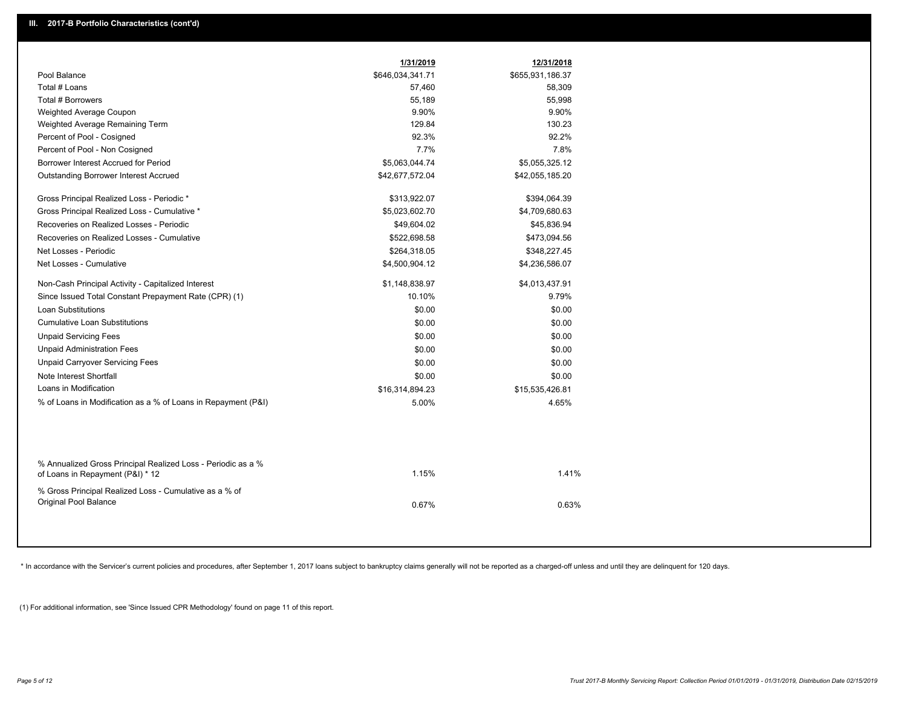## III. 2017-B Portfolio Characteristics (cont'd)

| | 1/31/2019 | 12/31/2018 |
|---|---|---|
| Pool Balance | $646,034,341.71 | $655,931,186.37 |
| Total # Loans | 57,460 | 58,309 |
| Total # Borrowers | 55,189 | 55,998 |
| Weighted Average Coupon | 9.90% | 9.90% |
| Weighted Average Remaining Term | 129.84 | 130.23 |
| Percent of Pool - Cosigned | 92.3% | 92.2% |
| Percent of Pool - Non Cosigned | 7.7% | 7.8% |
| Borrower Interest Accrued for Period | $5,063,044.74 | $5,055,325.12 |
| Outstanding Borrower Interest Accrued | $42,677,572.04 | $42,055,185.20 |
| Gross Principal Realized Loss - Periodic * | $313,922.07 | $394,064.39 |
| Gross Principal Realized Loss - Cumulative * | $5,023,602.70 | $4,709,680.63 |
| Recoveries on Realized Losses - Periodic | $49,604.02 | $45,836.94 |
| Recoveries on Realized Losses - Cumulative | $522,698.58 | $473,094.56 |
| Net Losses - Periodic | $264,318.05 | $348,227.45 |
| Net Losses - Cumulative | $4,500,904.12 | $4,236,586.07 |
| Non-Cash Principal Activity - Capitalized Interest | $1,148,838.97 | $4,013,437.91 |
| Since Issued Total Constant Prepayment Rate (CPR) (1) | 10.10% | 9.79% |
| Loan Substitutions | $0.00 | $0.00 |
| Cumulative Loan Substitutions | $0.00 | $0.00 |
| Unpaid Servicing Fees | $0.00 | $0.00 |
| Unpaid Administration Fees | $0.00 | $0.00 |
| Unpaid Carryover Servicing Fees | $0.00 | $0.00 |
| Note Interest Shortfall | $0.00 | $0.00 |
| Loans in Modification | $16,314,894.23 | $15,535,426.81 |
| % of Loans in Modification as a % of Loans in Repayment (P&I) | 5.00% | 4.65% |
| % Annualized Gross Principal Realized Loss - Periodic as a % of Loans in Repayment (P&I) * 12 | 1.15% | 1.41% |
| % Gross Principal Realized Loss - Cumulative as a % of Original Pool Balance | 0.67% | 0.63% |

* In accordance with the Servicer's current policies and procedures, after September 1, 2017 loans subject to bankruptcy claims generally will not be reported as a charged-off unless and until they are delinquent for 120 days.

(1) For additional information, see 'Since Issued CPR Methodology' found on page 11 of this report.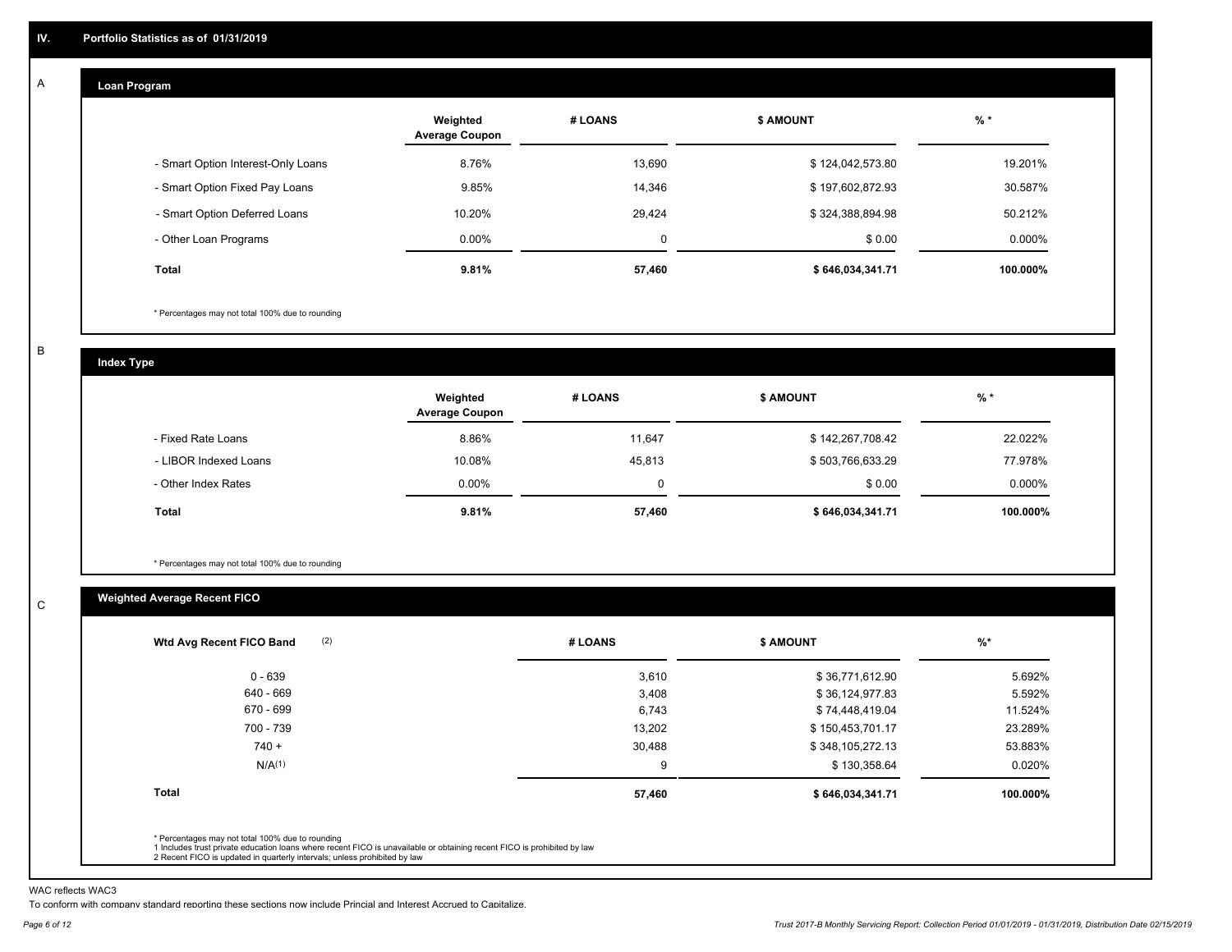# IV. Portfolio Statistics as of 01/31/2019

## A. Loan Program

| | Weighted Average Coupon | # LOANS | $ AMOUNT | % * |
|---|---|---|---|---|
| - Smart Option Interest-Only Loans | 8.76% | 13,690 | $ 124,042,573.80 | 19.201% |
| - Smart Option Fixed Pay Loans | 9.85% | 14,346 | $ 197,602,872.93 | 30.587% |
| - Smart Option Deferred Loans | 10.20% | 29,424 | $ 324,388,894.98 | 50.212% |
| - Other Loan Programs | 0.00% | 0 | $ 0.00 | 0.000% |
| **Total** | **9.81%** | **57,460** | **$ 646,034,341.71** | **100.000%** |

\* Percentages may not total 100% due to rounding

## B. Index Type

| | Weighted Average Coupon | # LOANS | $ AMOUNT | % * |
|---|---|---|---|---|
| - Fixed Rate Loans | 8.86% | 11,647 | $ 142,267,708.42 | 22.022% |
| - LIBOR Indexed Loans | 10.08% | 45,813 | $ 503,766,633.29 | 77.978% |
| - Other Index Rates | 0.00% | 0 | $ 0.00 | 0.000% |
| **Total** | **9.81%** | **57,460** | **$ 646,034,341.71** | **100.000%** |

\* Percentages may not total 100% due to rounding

## C. Weighted Average Recent FICO

| Wtd Avg Recent FICO Band (2) | # LOANS | $ AMOUNT | %* |
|---|---|---|---|
| 0 - 639 | 3,610 | $ 36,771,612.90 | 5.692% |
| 640 - 669 | 3,408 | $ 36,124,977.83 | 5.592% |
| 670 - 699 | 6,743 | $ 74,448,419.04 | 11.524% |
| 700 - 739 | 13,202 | $ 150,453,701.17 | 23.289% |
| 740 + | 30,488 | $ 348,105,272.13 | 53.883% |
| N/A(1) | 9 | $ 130,358.64 | 0.020% |
| **Total** | **57,460** | **$ 646,034,341.71** | **100.000%** |

\* Percentages may not total 100% due to rounding
1 Includes trust private education loans where recent FICO is unavailable or obtaining recent FICO is prohibited by law
2 Recent FICO is updated in quarterly intervals; unless prohibited by law

WAC reflects WAC3
To conform with company standard reporting these sections now include Princial and Interest Accrued to Capitalize.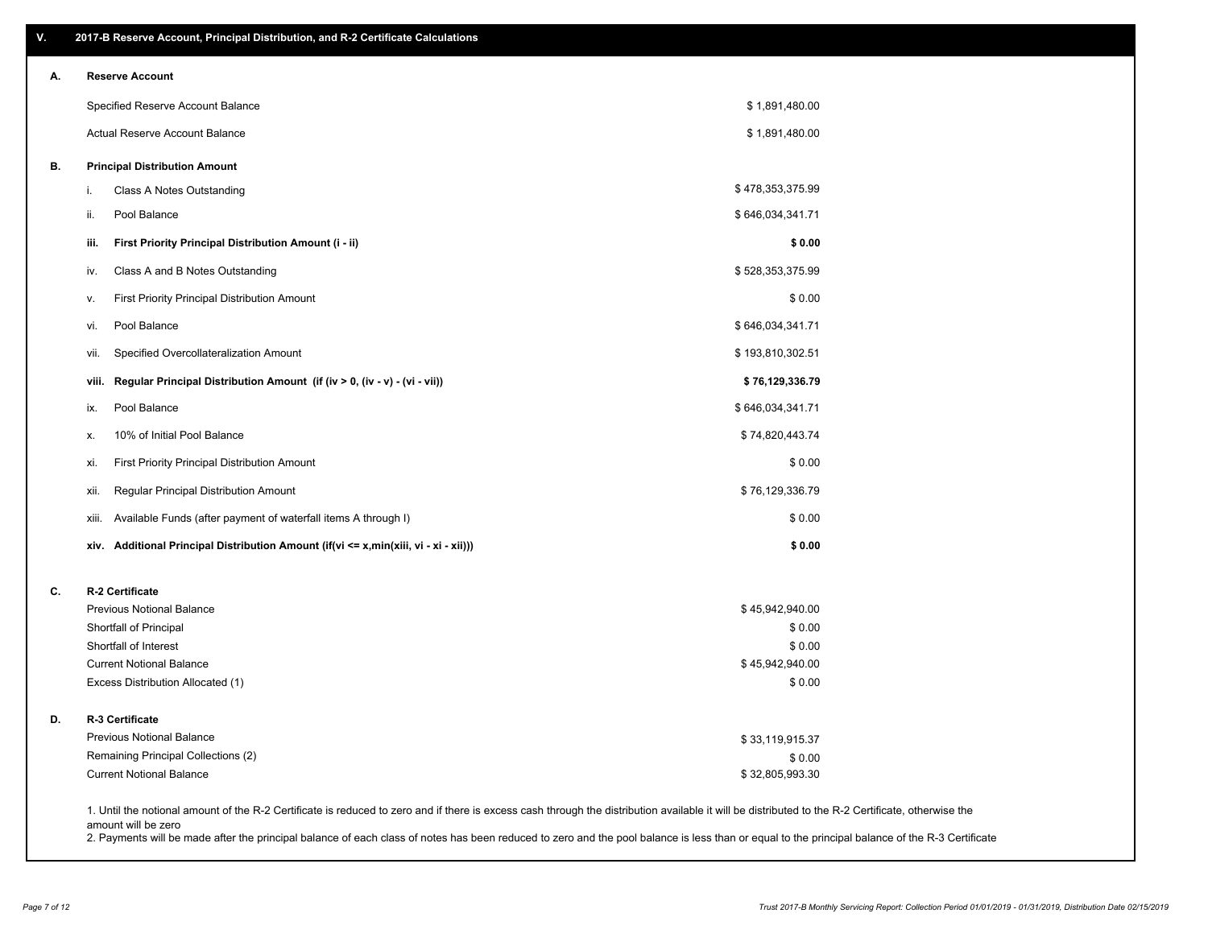## V. 2017-B Reserve Account, Principal Distribution, and R-2 Certificate Calculations

### A. Reserve Account

| | |
|---|---|
| Specified Reserve Account Balance | $ 1,891,480.00 |
| Actual Reserve Account Balance | $ 1,891,480.00 |

### B. Principal Distribution Amount

| | | |
|---|---|---|
| i. | Class A Notes Outstanding | $ 478,353,375.99 |
| ii. | Pool Balance | $ 646,034,341.71 |
| **iii.** | **First Priority Principal Distribution Amount (i - ii)** | **$ 0.00** |
| iv. | Class A and B Notes Outstanding | $ 528,353,375.99 |
| v. | First Priority Principal Distribution Amount | $ 0.00 |
| vi. | Pool Balance | $ 646,034,341.71 |
| vii. | Specified Overcollateralization Amount | $ 193,810,302.51 |
| **viii.** | **Regular Principal Distribution Amount (if (iv > 0, (iv - v) - (vi - vii))** | **$ 76,129,336.79** |
| ix. | Pool Balance | $ 646,034,341.71 |
| x. | 10% of Initial Pool Balance | $ 74,820,443.74 |
| xi. | First Priority Principal Distribution Amount | $ 0.00 |
| xii. | Regular Principal Distribution Amount | $ 76,129,336.79 |
| xiii. | Available Funds (after payment of waterfall items A through I) | $ 0.00 |
| **xiv.** | **Additional Principal Distribution Amount (if(vi <= x,min(xiii, vi - xi - xii)))** | **$ 0.00** |

### C. R-2 Certificate

| | |
|---|---|
| Previous Notional Balance | $ 45,942,940.00 |
| Shortfall of Principal | $ 0.00 |
| Shortfall of Interest | $ 0.00 |
| Current Notional Balance | $ 45,942,940.00 |
| Excess Distribution Allocated (1) | $ 0.00 |

### D. R-3 Certificate

| | |
|---|---|
| Previous Notional Balance | $ 33,119,915.37 |
| Remaining Principal Collections (2) | $ 0.00 |
| Current Notional Balance | $ 32,805,993.30 |

1. Until the notional amount of the R-2 Certificate is reduced to zero and if there is excess cash through the distribution available it will be distributed to the R-2 Certificate, otherwise the amount will be zero
2. Payments will be made after the principal balance of each class of notes has been reduced to zero and the pool balance is less than or equal to the principal balance of the R-3 Certificate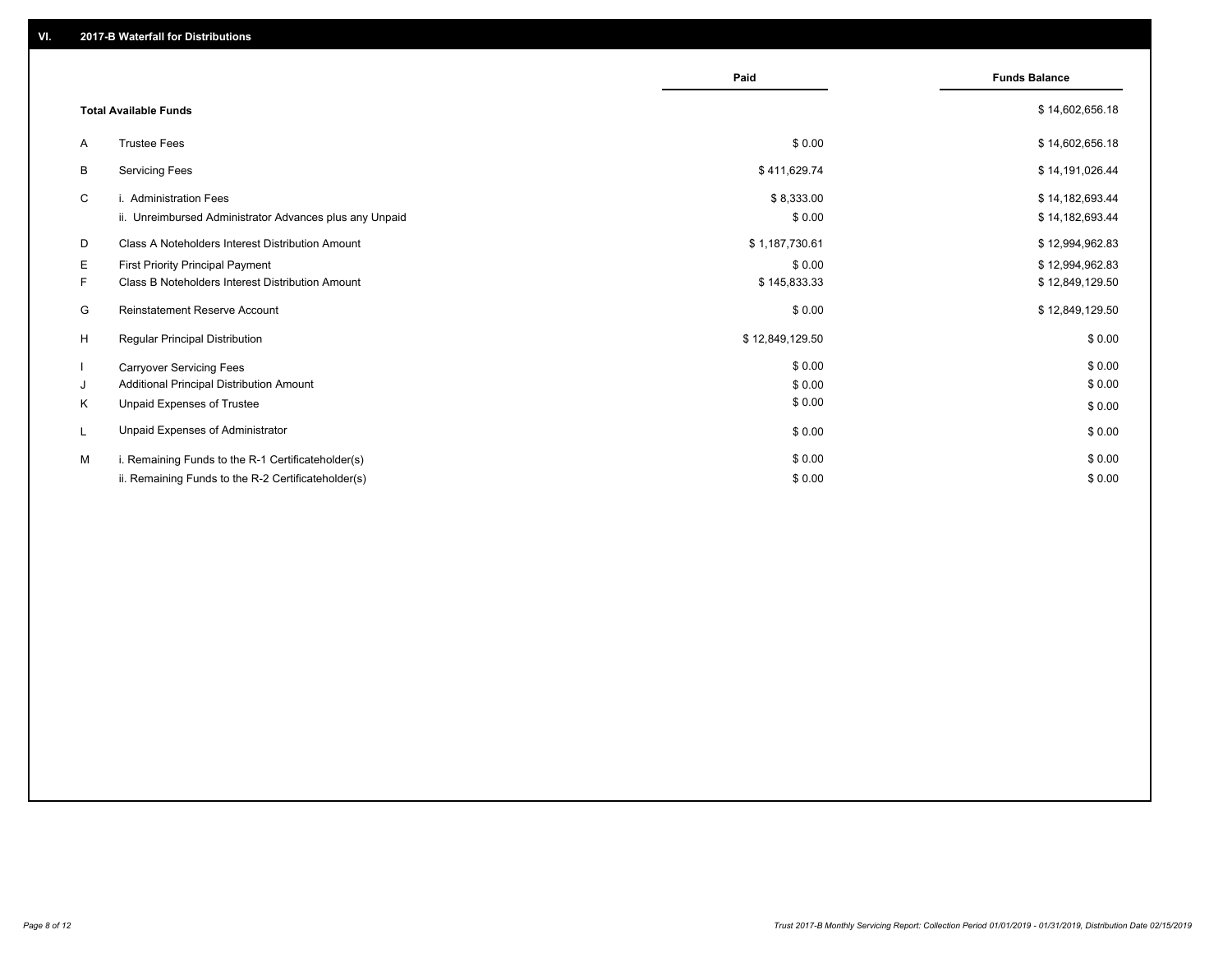## VI. 2017-B Waterfall for Distributions

| | | Paid | Funds Balance |
|---|---|---|---|
| | **Total Available Funds** | | $ 14,602,656.18 |
| A | Trustee Fees | $ 0.00 | $ 14,602,656.18 |
| B | Servicing Fees | $ 411,629.74 | $ 14,191,026.44 |
| C | i. Administration Fees | $ 8,333.00 | $ 14,182,693.44 |
| | ii. Unreimbursed Administrator Advances plus any Unpaid | $ 0.00 | $ 14,182,693.44 |
| D | Class A Noteholders Interest Distribution Amount | $ 1,187,730.61 | $ 12,994,962.83 |
| E | First Priority Principal Payment | $ 0.00 | $ 12,994,962.83 |
| F | Class B Noteholders Interest Distribution Amount | $ 145,833.33 | $ 12,849,129.50 |
| G | Reinstatement Reserve Account | $ 0.00 | $ 12,849,129.50 |
| H | Regular Principal Distribution | $ 12,849,129.50 | $ 0.00 |
| I | Carryover Servicing Fees | $ 0.00 | $ 0.00 |
| J | Additional Principal Distribution Amount | $ 0.00 | $ 0.00 |
| K | Unpaid Expenses of Trustee | $ 0.00 | $ 0.00 |
| L | Unpaid Expenses of Administrator | $ 0.00 | $ 0.00 |
| M | i. Remaining Funds to the R-1 Certificateholder(s) | $ 0.00 | $ 0.00 |
| | ii. Remaining Funds to the R-2 Certificateholder(s) | $ 0.00 | $ 0.00 |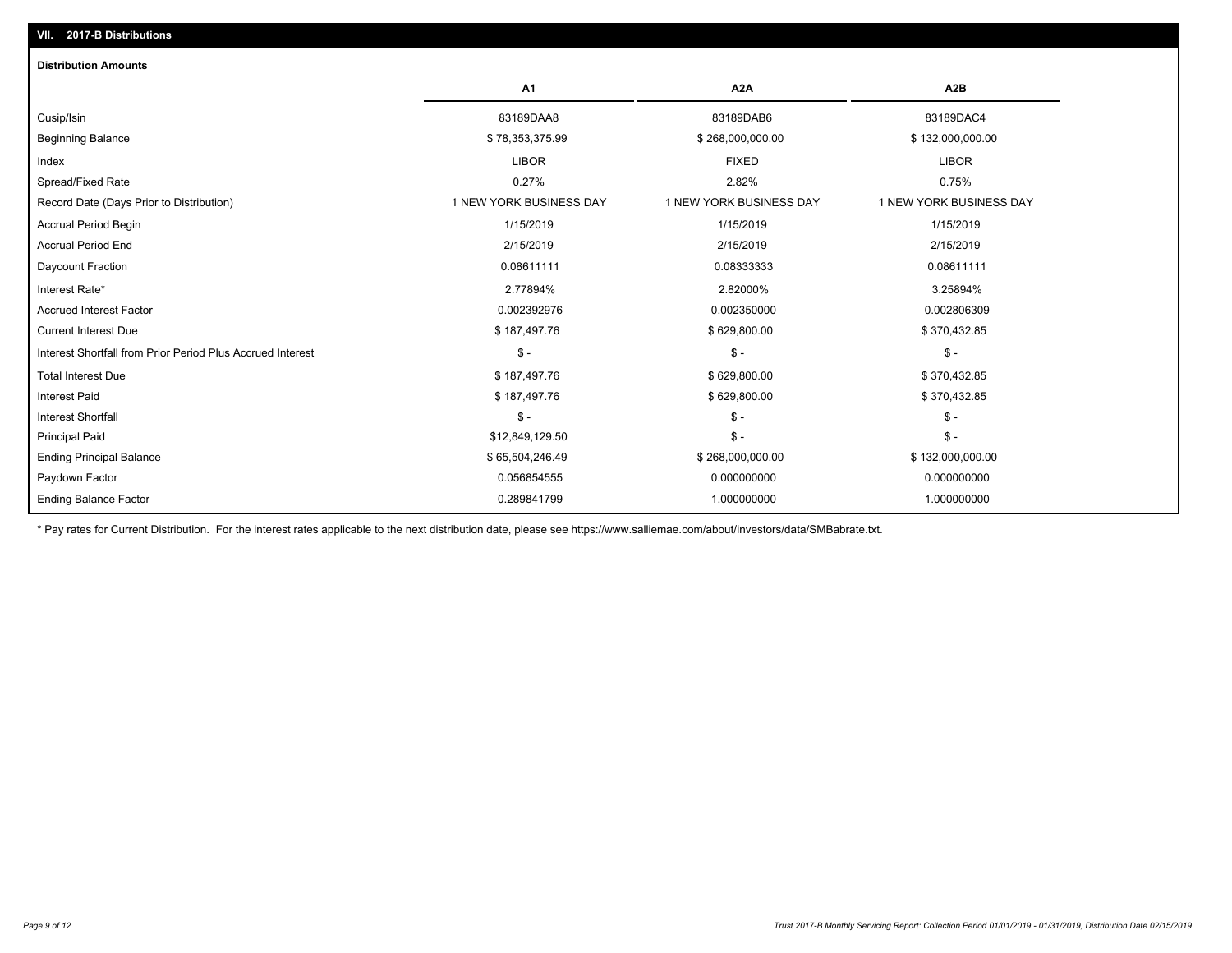## VII. 2017-B Distributions

### Distribution Amounts

| | A1 | A2A | A2B |
|---|---|---|---|
| Cusip/Isin | 83189DAA8 | 83189DAB6 | 83189DAC4 |
| Beginning Balance | $ 78,353,375.99 | $ 268,000,000.00 | $ 132,000,000.00 |
| Index | LIBOR | FIXED | LIBOR |
| Spread/Fixed Rate | 0.27% | 2.82% | 0.75% |
| Record Date (Days Prior to Distribution) | 1 NEW YORK BUSINESS DAY | 1 NEW YORK BUSINESS DAY | 1 NEW YORK BUSINESS DAY |
| Accrual Period Begin | 1/15/2019 | 1/15/2019 | 1/15/2019 |
| Accrual Period End | 2/15/2019 | 2/15/2019 | 2/15/2019 |
| Daycount Fraction | 0.08611111 | 0.08333333 | 0.08611111 |
| Interest Rate* | 2.77894% | 2.82000% | 3.25894% |
| Accrued Interest Factor | 0.002392976 | 0.002350000 | 0.002806309 |
| Current Interest Due | $ 187,497.76 | $ 629,800.00 | $ 370,432.85 |
| Interest Shortfall from Prior Period Plus Accrued Interest | $ - | $ - | $ - |
| Total Interest Due | $ 187,497.76 | $ 629,800.00 | $ 370,432.85 |
| Interest Paid | $ 187,497.76 | $ 629,800.00 | $ 370,432.85 |
| Interest Shortfall | $ - | $ - | $ - |
| Principal Paid | $12,849,129.50 | $ - | $ - |
| Ending Principal Balance | $ 65,504,246.49 | $ 268,000,000.00 | $ 132,000,000.00 |
| Paydown Factor | 0.056854555 | 0.000000000 | 0.000000000 |
| Ending Balance Factor | 0.289841799 | 1.000000000 | 1.000000000 |

* Pay rates for Current Distribution. For the interest rates applicable to the next distribution date, please see https://www.salliemae.com/about/investors/data/SMBabrate.txt.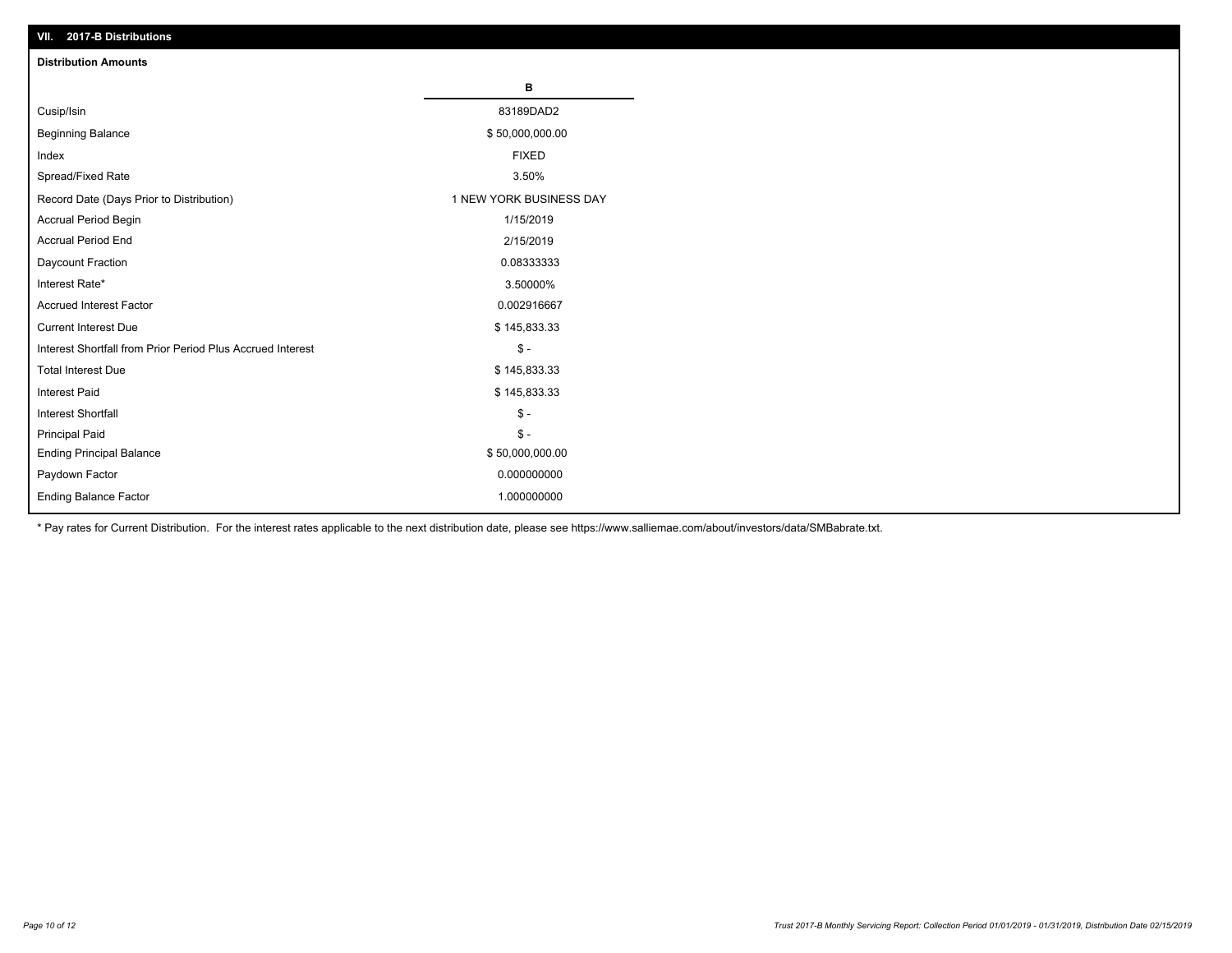## VII. 2017-B Distributions

### Distribution Amounts

| | B |
|---|---|
| Cusip/Isin | 83189DAD2 |
| Beginning Balance | $ 50,000,000.00 |
| Index | FIXED |
| Spread/Fixed Rate | 3.50% |
| Record Date (Days Prior to Distribution) | 1 NEW YORK BUSINESS DAY |
| Accrual Period Begin | 1/15/2019 |
| Accrual Period End | 2/15/2019 |
| Daycount Fraction | 0.08333333 |
| Interest Rate* | 3.50000% |
| Accrued Interest Factor | 0.002916667 |
| Current Interest Due | $ 145,833.33 |
| Interest Shortfall from Prior Period Plus Accrued Interest | $ - |
| Total Interest Due | $ 145,833.33 |
| Interest Paid | $ 145,833.33 |
| Interest Shortfall | $ - |
| Principal Paid | $ - |
| Ending Principal Balance | $ 50,000,000.00 |
| Paydown Factor | 0.000000000 |
| Ending Balance Factor | 1.000000000 |

* Pay rates for Current Distribution. For the interest rates applicable to the next distribution date, please see https://www.salliemae.com/about/investors/data/SMBabrate.txt.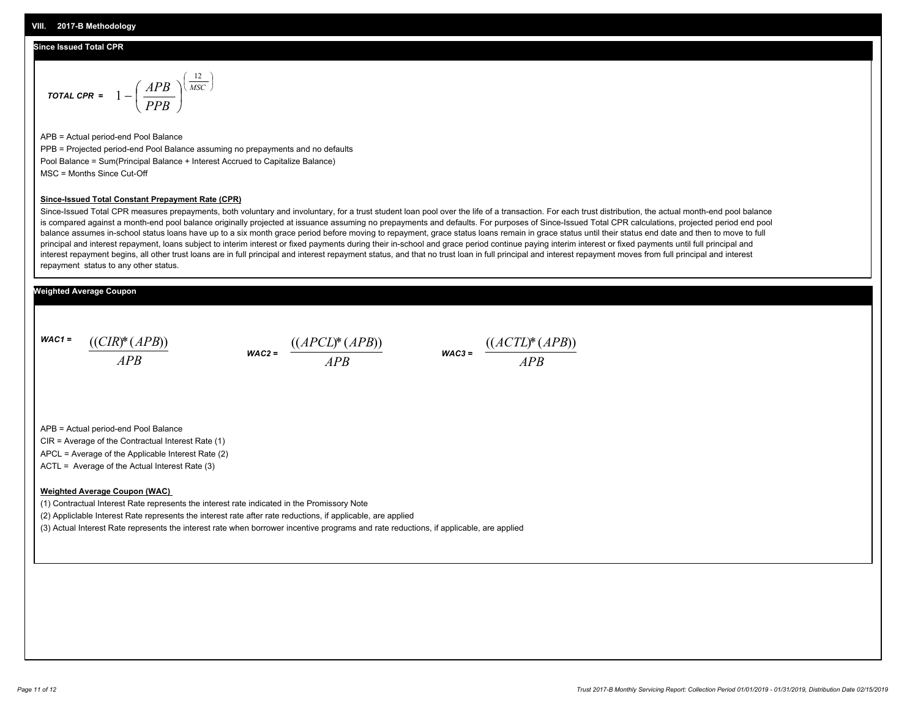## VIII. 2017-B Methodology

### Since Issued Total CPR

$$\textit{TOTAL CPR} = 1 - \left( \frac{APB}{PPB} \right)^{\left( \frac{12}{MSC} \right)}$$

APB = Actual period-end Pool Balance

PPB = Projected period-end Pool Balance assuming no prepayments and no defaults

Pool Balance = Sum(Principal Balance + Interest Accrued to Capitalize Balance)

MSC = Months Since Cut-Off

**Since-Issued Total Constant Prepayment Rate (CPR)**

Since-Issued Total CPR measures prepayments, both voluntary and involuntary, for a trust student loan pool over the life of a transaction. For each trust distribution, the actual month-end pool balance is compared against a month-end pool balance originally projected at issuance assuming no prepayments and defaults. For purposes of Since-Issued Total CPR calculations, projected period end pool balance assumes in-school status loans have up to a six month grace period before moving to repayment, grace status loans remain in grace status until their status end date and then to move to full principal and interest repayment, loans subject to interim interest or fixed payments during their in-school and grace period continue paying interim interest or fixed payments until full principal and interest repayment begins, all other trust loans are in full principal and interest repayment status, and that no trust loan in full principal and interest repayment moves from full principal and interest repayment status to any other status.

### Weighted Average Coupon

$$\textit{WAC1} = \frac{((CIR)*(APB))}{APB} \qquad \textit{WAC2} = \frac{((APCL)*(APB))}{APB} \qquad \textit{WAC3} = \frac{((ACTL)*(APB))}{APB}$$

APB = Actual period-end Pool Balance

CIR = Average of the Contractual Interest Rate (1)

APCL = Average of the Applicable Interest Rate (2)

ACTL = Average of the Actual Interest Rate (3)

**Weighted Average Coupon (WAC)**

(1) Contractual Interest Rate represents the interest rate indicated in the Promissory Note

(2) Appliclable Interest Rate represents the interest rate after rate reductions, if applicable, are applied

(3) Actual Interest Rate represents the interest rate when borrower incentive programs and rate reductions, if applicable, are applied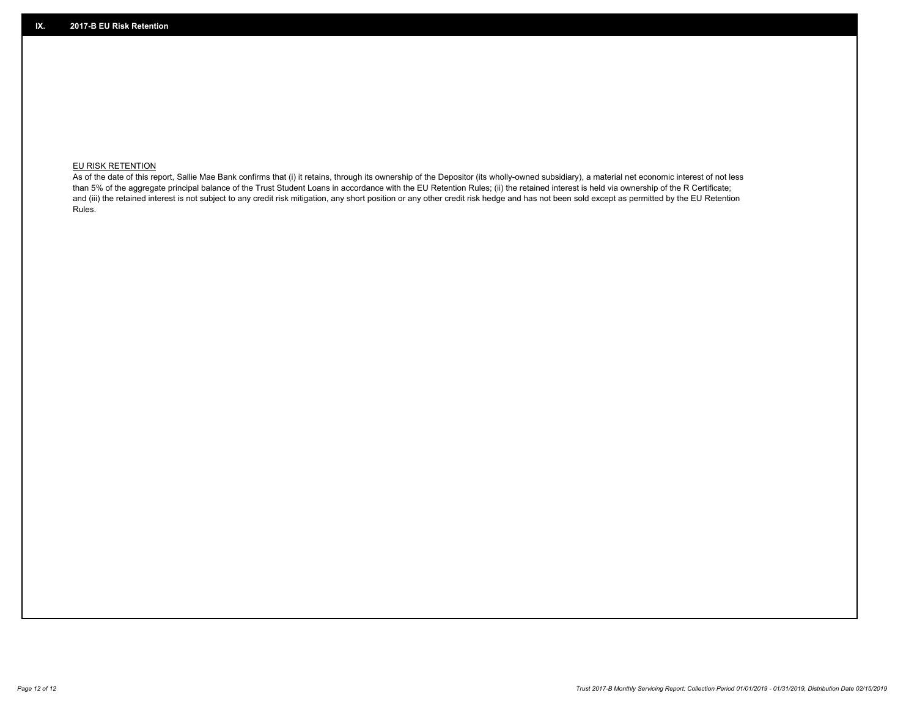## IX. 2017-B EU Risk Retention

EU RISK RETENTION

As of the date of this report, Sallie Mae Bank confirms that (i) it retains, through its ownership of the Depositor (its wholly-owned subsidiary), a material net economic interest of not less than 5% of the aggregate principal balance of the Trust Student Loans in accordance with the EU Retention Rules; (ii) the retained interest is held via ownership of the R Certificate; and (iii) the retained interest is not subject to any credit risk mitigation, any short position or any other credit risk hedge and has not been sold except as permitted by the EU Retention Rules.